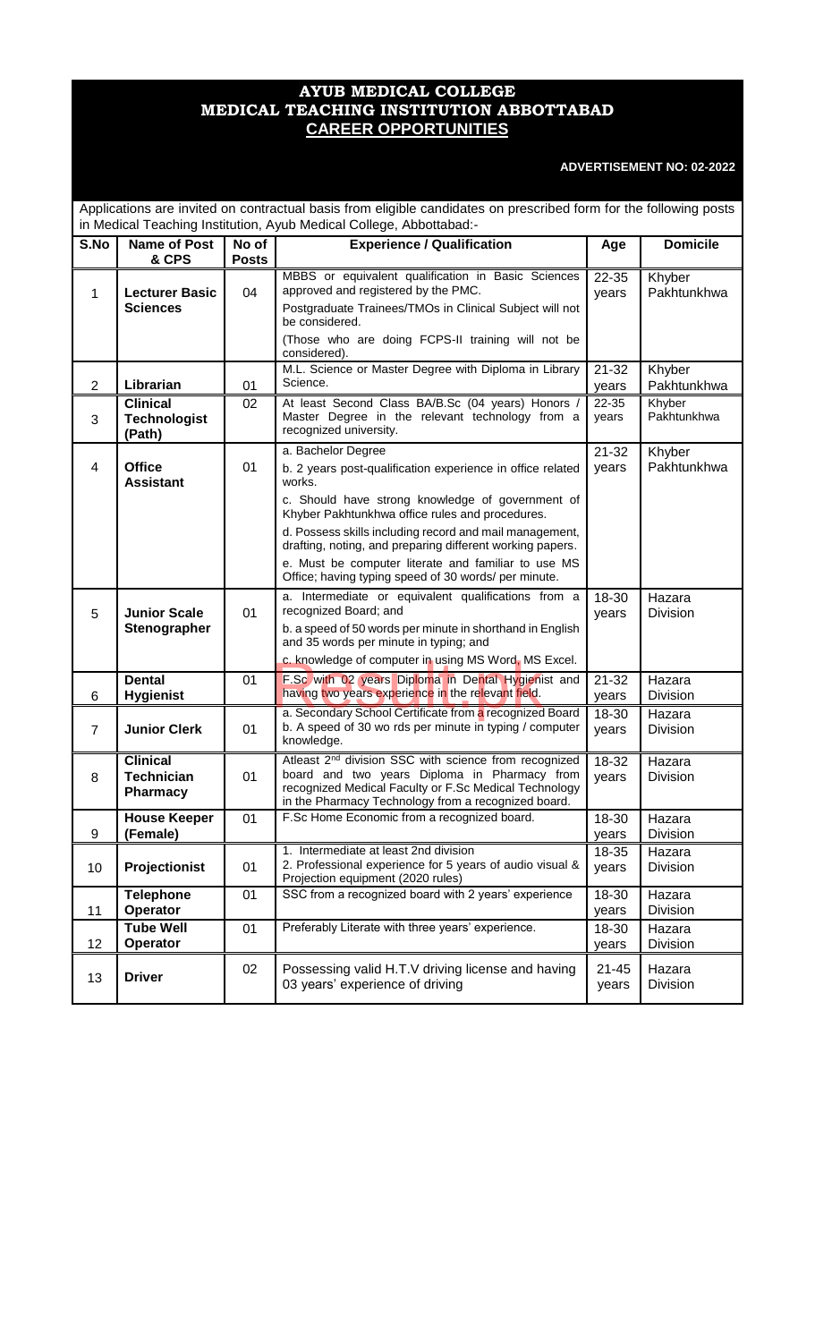# AYUB MEDICAL COLLEGE
# MEDICAL TEACHING INSTITUTION ABBOTTABAD
## CAREER OPPORTUNITIES

**ADVERTISEMENT NO: 02-2022**

Applications are invited on contractual basis from eligible candidates on prescribed form for the following posts in Medical Teaching Institution, Ayub Medical College, Abbottabad:-

| S.No | Name of Post & CPS | No of Posts | Experience / Qualification | Age | Domicile |
|---|---|---|---|---|---|
| 1 | **Lecturer Basic Sciences** | 04 | MBBS or equivalent qualification in Basic Sciences approved and registered by the PMC.<br>Postgraduate Trainees/TMOs in Clinical Subject will not be considered.<br>(Those who are doing FCPS-II training will not be considered). | 22-35 years | Khyber Pakhtunkhwa |
| 2 | **Librarian** | 01 | M.L. Science or Master Degree with Diploma in Library Science. | 21-32 years | Khyber Pakhtunkhwa |
| 3 | **Clinical Technologist (Path)** | 02 | At least Second Class BA/B.Sc (04 years) Honors / Master Degree in the relevant technology from a recognized university. | 22-35 years | Khyber Pakhtunkhwa |
| 4 | **Office Assistant** | 01 | a. Bachelor Degree<br>b. 2 years post-qualification experience in office related works.<br>c. Should have strong knowledge of government of Khyber Pakhtunkhwa office rules and procedures.<br>d. Possess skills including record and mail management, drafting, noting, and preparing different working papers.<br>e. Must be computer literate and familiar to use MS Office; having typing speed of 30 words/ per minute. | 21-32 years | Khyber Pakhtunkhwa |
| 5 | **Junior Scale Stenographer** | 01 | a. Intermediate or equivalent qualifications from a recognized Board; and<br>b. a speed of 50 words per minute in shorthand in English and 35 words per minute in typing; and<br>c. knowledge of computer in using MS Word, MS Excel. | 18-30 years | Hazara Division |
| 6 | **Dental Hygienist** | 01 | F.Sc with 02 years Diploma in Dental Hygienist and having two years experience in the relevant field. | 21-32 years | Hazara Division |
| 7 | **Junior Clerk** | 01 | a. Secondary School Certificate from a recognized Board<br>b. A speed of 30 wo rds per minute in typing / computer knowledge. | 18-30 years | Hazara Division |
| 8 | **Clinical Technician Pharmacy** | 01 | Atleast 2nd division SSC with science from recognized board and two years Diploma in Pharmacy from recognized Medical Faculty or F.Sc Medical Technology in the Pharmacy Technology from a recognized board. | 18-32 years | Hazara Division |
| 9 | **House Keeper (Female)** | 01 | F.Sc Home Economic from a recognized board. | 18-30 years | Hazara Division |
| 10 | **Projectionist** | 01 | 1. Intermediate at least 2nd division<br>2. Professional experience for 5 years of audio visual & Projection equipment (2020 rules) | 18-35 years | Hazara Division |
| 11 | **Telephone Operator** | 01 | SSC from a recognized board with 2 years' experience | 18-30 years | Hazara Division |
| 12 | **Tube Well Operator** | 01 | Preferably Literate with three years' experience. | 18-30 years | Hazara Division |
| 13 | **Driver** | 02 | Possessing valid H.T.V driving license and having 03 years' experience of driving | 21-45 years | Hazara Division |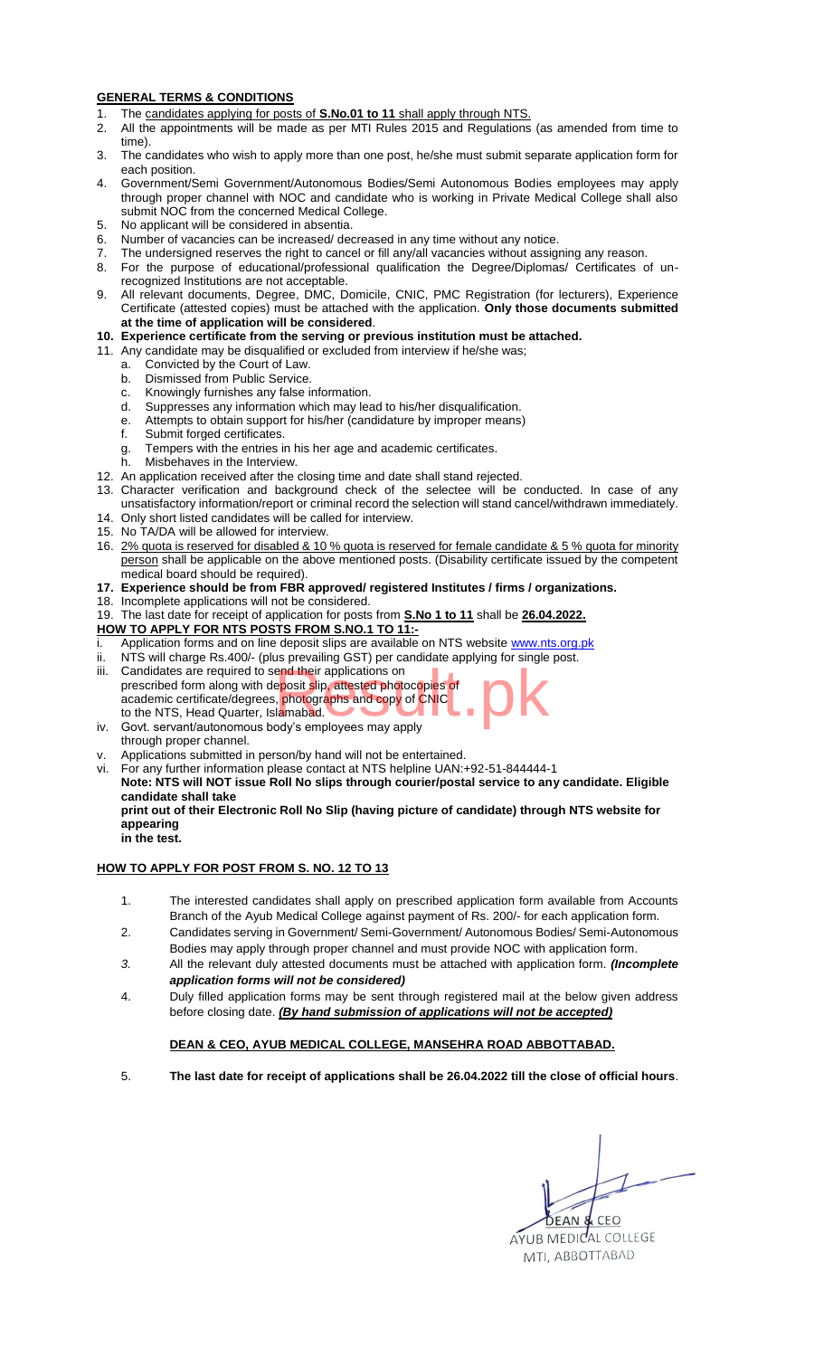## GENERAL TERMS & CONDITIONS

1. The candidates applying for posts of **S.No.01 to 11** shall apply through NTS.
2. All the appointments will be made as per MTI Rules 2015 and Regulations (as amended from time to time).
3. The candidates who wish to apply more than one post, he/she must submit separate application form for each position.
4. Government/Semi Government/Autonomous Bodies/Semi Autonomous Bodies employees may apply through proper channel with NOC and candidate who is working in Private Medical College shall also submit NOC from the concerned Medical College.
5. No applicant will be considered in absentia.
6. Number of vacancies can be increased/ decreased in any time without any notice.
7. The undersigned reserves the right to cancel or fill any/all vacancies without assigning any reason.
8. For the purpose of educational/professional qualification the Degree/Diplomas/ Certificates of un-recognized Institutions are not acceptable.
9. All relevant documents, Degree, DMC, Domicile, CNIC, PMC Registration (for lecturers), Experience Certificate (attested copies) must be attached with the application. **Only those documents submitted at the time of application will be considered**.
10. **Experience certificate from the serving or previous institution must be attached.**
11. Any candidate may be disqualified or excluded from interview if he/she was;
    a. Convicted by the Court of Law.
    b. Dismissed from Public Service.
    c. Knowingly furnishes any false information.
    d. Suppresses any information which may lead to his/her disqualification.
    e. Attempts to obtain support for his/her (candidature by improper means)
    f. Submit forged certificates.
    g. Tempers with the entries in his her age and academic certificates.
    h. Misbehaves in the Interview.
12. An application received after the closing time and date shall stand rejected.
13. Character verification and background check of the selectee will be conducted. In case of any unsatisfactory information/report or criminal record the selection will stand cancel/withdrawn immediately.
14. Only short listed candidates will be called for interview.
15. No TA/DA will be allowed for interview.
16. 2% quota is reserved for disabled & 10 % quota is reserved for female candidate & 5 % quota for minority person shall be applicable on the above mentioned posts. (Disability certificate issued by the competent medical board should be required).
17. **Experience should be from FBR approved/ registered Institutes / firms / organizations.**
18. Incomplete applications will not be considered.
19. The last date for receipt of application for posts from **S.No 1 to 11** shall be **26.04.2022.**

**HOW TO APPLY FOR NTS POSTS FROM S.NO.1 TO 11:-**

i. Application forms and on line deposit slips are available on NTS website www.nts.org.pk
ii. NTS will charge Rs.400/- (plus prevailing GST) per candidate applying for single post.
iii. Candidates are required to send their applications on prescribed form along with deposit slip, attested photocopies of academic certificate/degrees, photographs and copy of CNIC to the NTS, Head Quarter, Islamabad.
iv. Govt. servant/autonomous body's employees may apply through proper channel.
v. Applications submitted in person/by hand will not be entertained.
vi. For any further information please contact at NTS helpline UAN:+92-51-844444-1

**Note: NTS will NOT issue Roll No slips through courier/postal service to any candidate. Eligible candidate shall take print out of their Electronic Roll No Slip (having picture of candidate) through NTS website for appearing in the test.**

## HOW TO APPLY FOR POST FROM S. NO. 12 TO 13

1. The interested candidates shall apply on prescribed application form available from Accounts Branch of the Ayub Medical College against payment of Rs. 200/- for each application form.
2. Candidates serving in Government/ Semi-Government/ Autonomous Bodies/ Semi-Autonomous Bodies may apply through proper channel and must provide NOC with application form.
3. All the relevant duly attested documents must be attached with application form. ***(Incomplete application forms will not be considered)***
4. Duly filled application forms may be sent through registered mail at the below given address before closing date. ***(By hand submission of applications will not be accepted)***

**DEAN & CEO, AYUB MEDICAL COLLEGE, MANSEHRA ROAD ABBOTTABAD.**

5. **The last date for receipt of applications shall be 26.04.2022 till the close of official hours**.

DEAN & CEO
AYUB MEDICAL COLLEGE
MTI, ABBOTTABAD